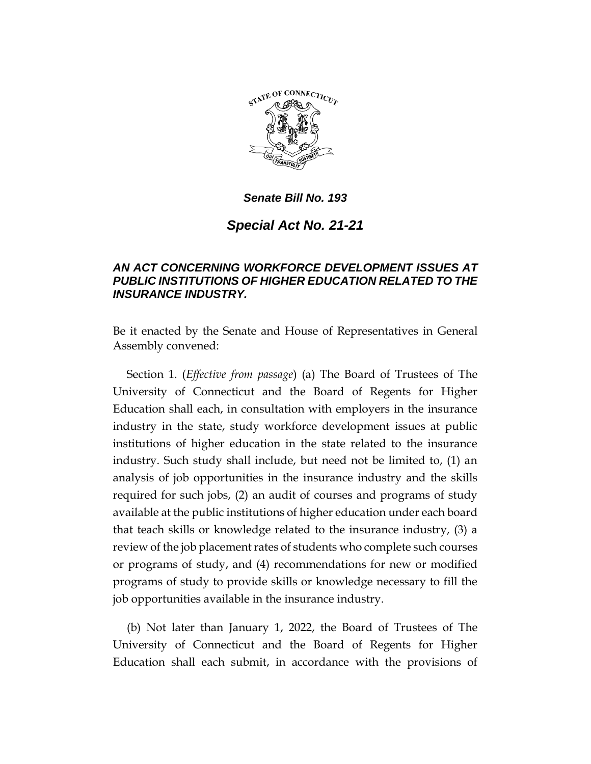***Senate Bill No. 193***

# ***Special Act No. 21-21***

## ***AN ACT CONCERNING WORKFORCE DEVELOPMENT ISSUES AT PUBLIC INSTITUTIONS OF HIGHER EDUCATION RELATED TO THE INSURANCE INDUSTRY.***

Be it enacted by the Senate and House of Representatives in General Assembly convened:

Section 1. (*Effective from passage*) (a) The Board of Trustees of The University of Connecticut and the Board of Regents for Higher Education shall each, in consultation with employers in the insurance industry in the state, study workforce development issues at public institutions of higher education in the state related to the insurance industry. Such study shall include, but need not be limited to, (1) an analysis of job opportunities in the insurance industry and the skills required for such jobs, (2) an audit of courses and programs of study available at the public institutions of higher education under each board that teach skills or knowledge related to the insurance industry, (3) a review of the job placement rates of students who complete such courses or programs of study, and (4) recommendations for new or modified programs of study to provide skills or knowledge necessary to fill the job opportunities available in the insurance industry.

(b) Not later than January 1, 2022, the Board of Trustees of The University of Connecticut and the Board of Regents for Higher Education shall each submit, in accordance with the provisions of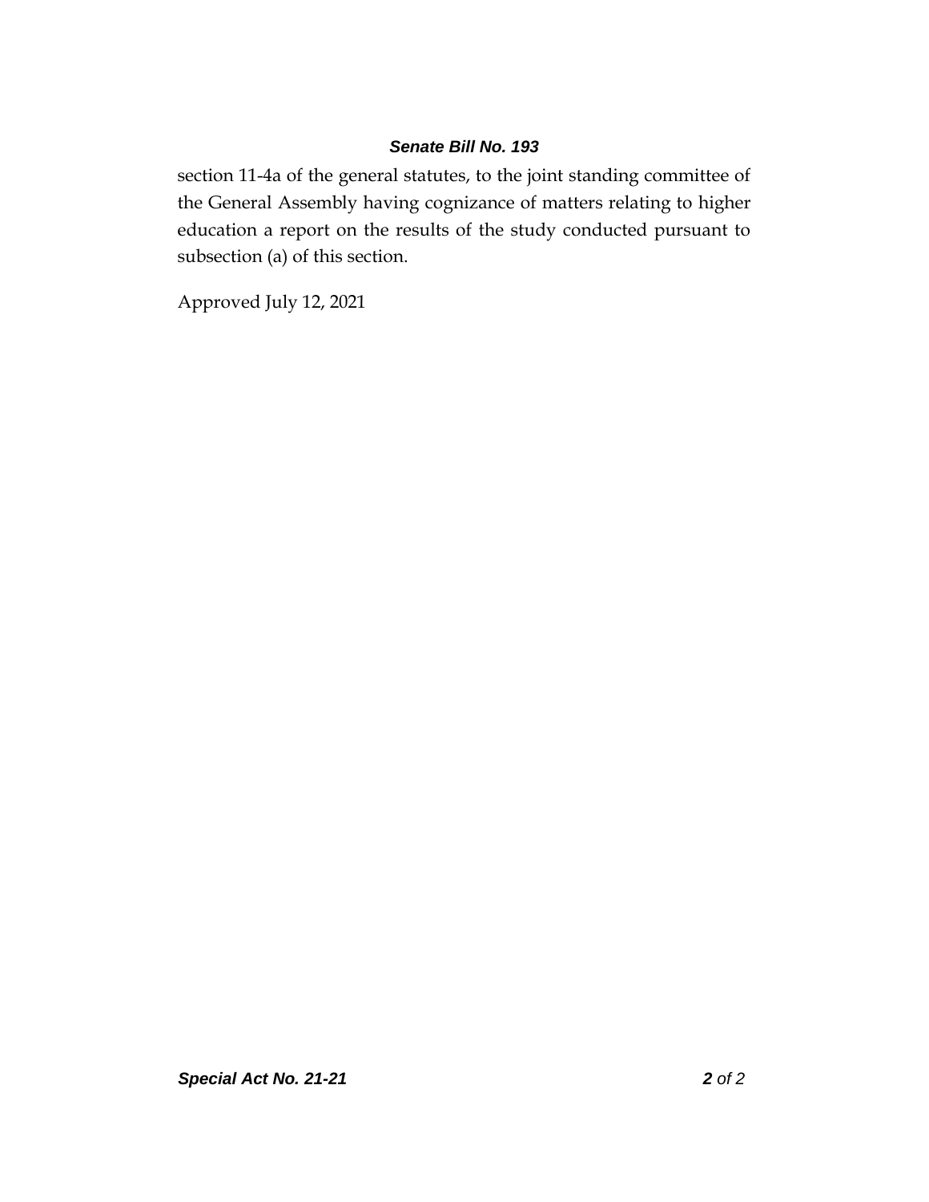section 11-4a of the general statutes, to the joint standing committee of the General Assembly having cognizance of matters relating to higher education a report on the results of the study conducted pursuant to subsection (a) of this section.

Approved July 12, 2021